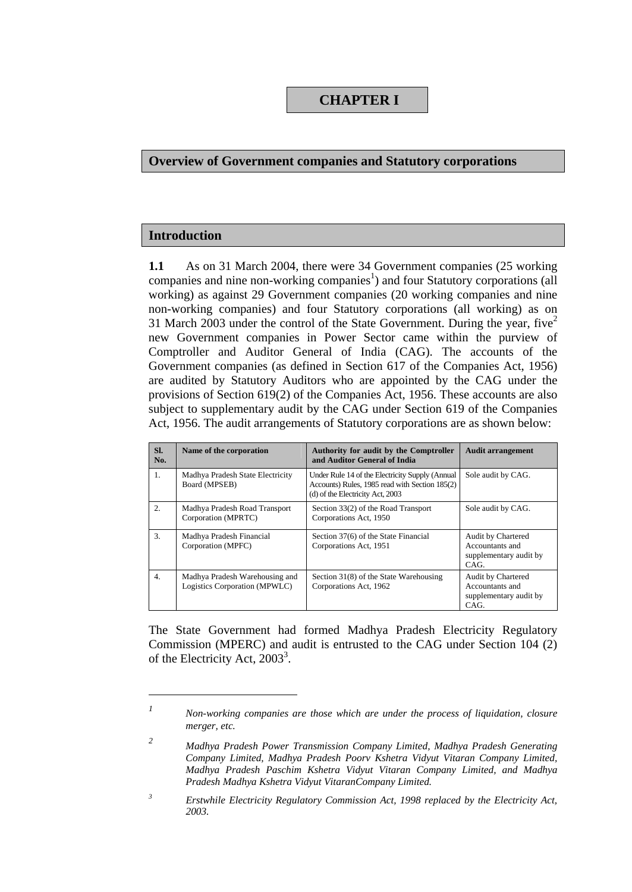# CHAPTER I

## Overview of Government companies and Statutory corporations

### Introduction

**1.1** As on 31 March 2004, there were 34 Government companies (25 working companies and nine non-working companies[1]) and four Statutory corporations (all working) as against 29 Government companies (20 working companies and nine non-working companies) and four Statutory corporations (all working) as on 31 March 2003 under the control of the State Government. During the year, five[2] new Government companies in Power Sector came within the purview of Comptroller and Auditor General of India (CAG). The accounts of the Government companies (as defined in Section 617 of the Companies Act, 1956) are audited by Statutory Auditors who are appointed by the CAG under the provisions of Section 619(2) of the Companies Act, 1956. These accounts are also subject to supplementary audit by the CAG under Section 619 of the Companies Act, 1956. The audit arrangements of Statutory corporations are as shown below:

| Sl. No. | Name of the corporation | Authority for audit by the Comptroller and Auditor General of India | Audit arrangement |
|---|---|---|---|
| 1. | Madhya Pradesh State Electricity Board (MPSEB) | Under Rule 14 of the Electricity Supply (Annual Accounts) Rules, 1985 read with Section 185(2) (d) of the Electricity Act, 2003 | Sole audit by CAG. |
| 2. | Madhya Pradesh Road Transport Corporation (MPRTC) | Section 33(2) of the Road Transport Corporations Act, 1950 | Sole audit by CAG. |
| 3. | Madhya Pradesh Financial Corporation (MPFC) | Section 37(6) of the State Financial Corporations Act, 1951 | Audit by Chartered Accountants and supplementary audit by CAG. |
| 4. | Madhya Pradesh Warehousing and Logistics Corporation (MPWLC) | Section 31(8) of the State Warehousing Corporations Act, 1962 | Audit by Chartered Accountants and supplementary audit by CAG. |

The State Government had formed Madhya Pradesh Electricity Regulatory Commission (MPERC) and audit is entrusted to the CAG under Section 104 (2) of the Electricity Act, 2003[3].

---

[1] *Non-working companies are those which are under the process of liquidation, closure merger, etc.*

[2] *Madhya Pradesh Power Transmission Company Limited, Madhya Pradesh Generating Company Limited, Madhya Pradesh Poorv Kshetra Vidyut Vitaran Company Limited, Madhya Pradesh Paschim Kshetra Vidyut Vitaran Company Limited, and Madhya Pradesh Madhya Kshetra Vidyut VitaranCompany Limited.*

[3] *Erstwhile Electricity Regulatory Commission Act, 1998 replaced by the Electricity Act, 2003.*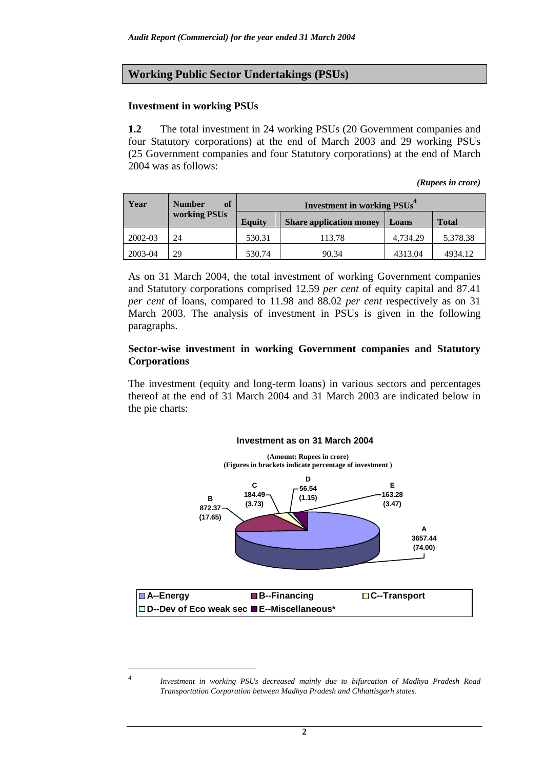## Working Public Sector Undertakings (PSUs)

### Investment in working PSUs

**1.2** The total investment in 24 working PSUs (20 Government companies and four Statutory corporations) at the end of March 2003 and 29 working PSUs (25 Government companies and four Statutory corporations) at the end of March 2004 was as follows:

*(Rupees in crore)*

| Year | Number of working PSUs | Investment in working PSUs[4] | | | |
|---|---|---|---|---|---|
| | | Equity | Share application money | Loans | Total |
| 2002-03 | 24 | 530.31 | 113.78 | 4,734.29 | 5,378.38 |
| 2003-04 | 29 | 530.74 | 90.34 | 4313.04 | 4934.12 |

As on 31 March 2004, the total investment of working Government companies and Statutory corporations comprised 12.59 *per cent* of equity capital and 87.41 *per cent* of loans, compared to 11.98 and 88.02 *per cent* respectively as on 31 March 2003. The analysis of investment in PSUs is given in the following paragraphs.

### Sector-wise investment in working Government companies and Statutory Corporations

The investment (equity and long-term loans) in various sectors and percentages thereof at the end of 31 March 2004 and 31 March 2003 are indicated below in the pie charts:

**Investment as on 31 March 2004**

**(Amount: Rupees in crore)**
**(Figures in brackets indicate percentage of investment )**

| Sector | Amount | Percentage |
|---|---|---|
| A--Energy | 3657.44 | (74.00) |
| B--Financing | 872.37 | (17.65) |
| C--Transport | 184.49 | (3.73) |
| D--Dev of Eco weak sec | 56.54 | (1.15) |
| E--Miscellaneous* | 163.28 | (3.47) |

---

[4] *Investment in working PSUs decreased mainly due to bifurcation of Madhya Pradesh Road Transportation Corporation between Madhya Pradesh and Chhattisgarh states.*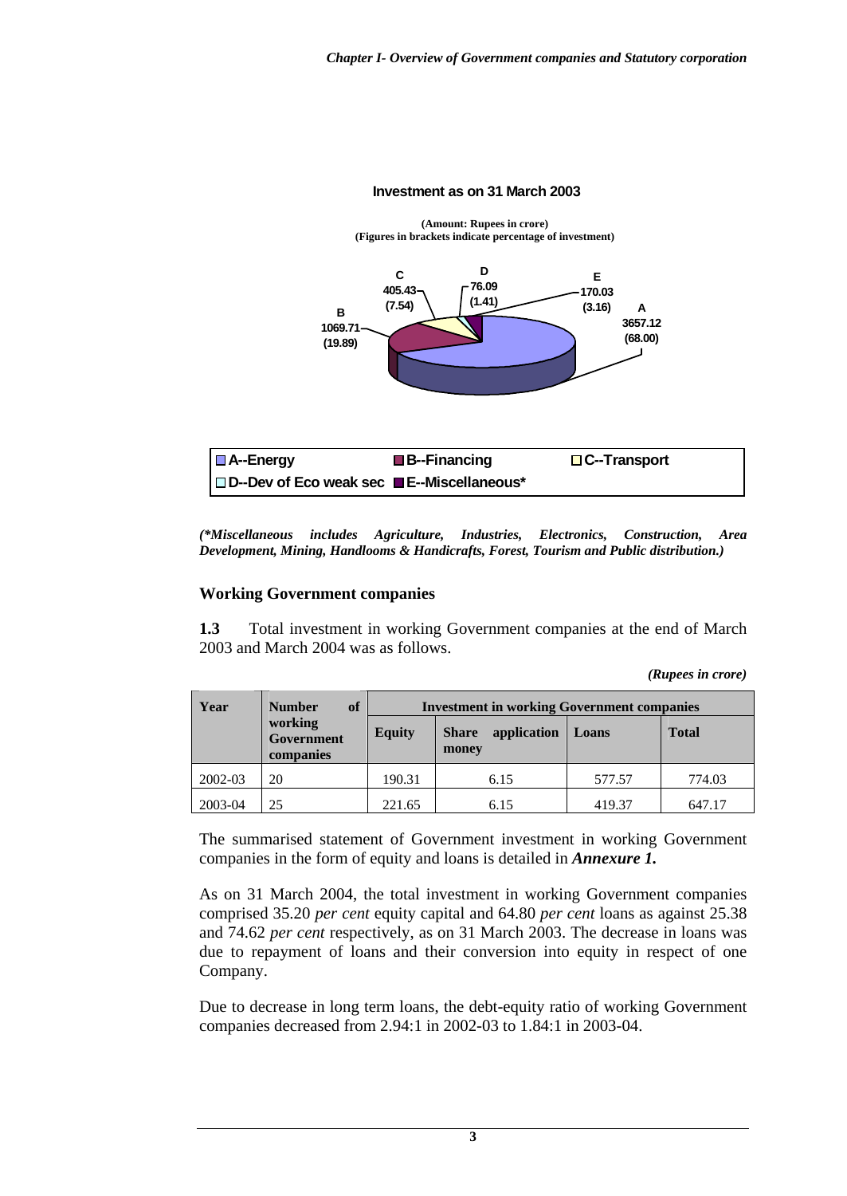**Investment as on 31 March 2003**

**(Amount: Rupees in crore)**
**(Figures in brackets indicate percentage of investment)**

A 3657.12 (68.00)
B 1069.71 (19.89)
C 405.43 (7.54)
D 76.09 (1.41)
E 170.03 (3.16)

A--Energy  B--Financing  C--Transport  D--Dev of Eco weak sec  E--Miscellaneous*

***(*Miscellaneous includes Agriculture, Industries, Electronics, Construction, Area Development, Mining, Handlooms & Handicrafts, Forest, Tourism and Public distribution.)***

## Working Government companies

**1.3** Total investment in working Government companies at the end of March 2003 and March 2004 was as follows.

*(Rupees in crore)*

| Year | Number of working Government companies | Investment in working Government companies | | | |
|---|---|---|---|---|---|
| | | Equity | Share application money | Loans | Total |
| 2002-03 | 20 | 190.31 | 6.15 | 577.57 | 774.03 |
| 2003-04 | 25 | 221.65 | 6.15 | 419.37 | 647.17 |

The summarised statement of Government investment in working Government companies in the form of equity and loans is detailed in ***Annexure 1.***

As on 31 March 2004, the total investment in working Government companies comprised 35.20 *per cent* equity capital and 64.80 *per cent* loans as against 25.38 and 74.62 *per cent* respectively, as on 31 March 2003. The decrease in loans was due to repayment of loans and their conversion into equity in respect of one Company.

Due to decrease in long term loans, the debt-equity ratio of working Government companies decreased from 2.94:1 in 2002-03 to 1.84:1 in 2003-04.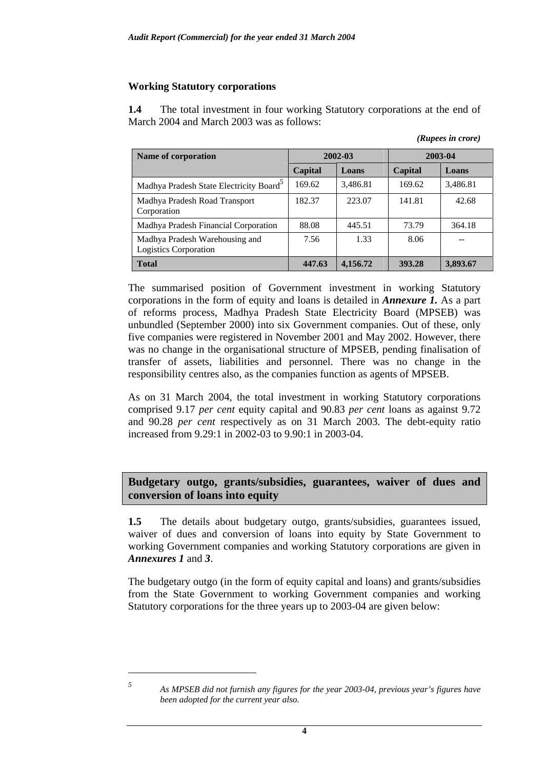### Working Statutory corporations

**1.4** The total investment in four working Statutory corporations at the end of March 2004 and March 2003 was as follows:

*(Rupees in crore)*

| Name of corporation | 2002-03 | | 2003-04 | |
|---|---|---|---|---|
| | Capital | Loans | Capital | Loans |
| Madhya Pradesh State Electricity Board[5] | 169.62 | 3,486.81 | 169.62 | 3,486.81 |
| Madhya Pradesh Road Transport Corporation | 182.37 | 223.07 | 141.81 | 42.68 |
| Madhya Pradesh Financial Corporation | 88.08 | 445.51 | 73.79 | 364.18 |
| Madhya Pradesh Warehousing and Logistics Corporation | 7.56 | 1.33 | 8.06 | -- |
| **Total** | **447.63** | **4,156.72** | **393.28** | **3,893.67** |

The summarised position of Government investment in working Statutory corporations in the form of equity and loans is detailed in ***Annexure 1.*** As a part of reforms process, Madhya Pradesh State Electricity Board (MPSEB) was unbundled (September 2000) into six Government companies. Out of these, only five companies were registered in November 2001 and May 2002. However, there was no change in the organisational structure of MPSEB, pending finalisation of transfer of assets, liabilities and personnel. There was no change in the responsibility centres also, as the companies function as agents of MPSEB.

As on 31 March 2004, the total investment in working Statutory corporations comprised 9.17 *per cent* equity capital and 90.83 *per cent* loans as against 9.72 and 90.28 *per cent* respectively as on 31 March 2003. The debt-equity ratio increased from 9.29:1 in 2002-03 to 9.90:1 in 2003-04.

## Budgetary outgo, grants/subsidies, guarantees, waiver of dues and conversion of loans into equity

**1.5** The details about budgetary outgo, grants/subsidies, guarantees issued, waiver of dues and conversion of loans into equity by State Government to working Government companies and working Statutory corporations are given in ***Annexures 1*** and ***3***.

The budgetary outgo (in the form of equity capital and loans) and grants/subsidies from the State Government to working Government companies and working Statutory corporations for the three years up to 2003-04 are given below:

---

[5] *As MPSEB did not furnish any figures for the year 2003-04, previous year's figures have been adopted for the current year also.*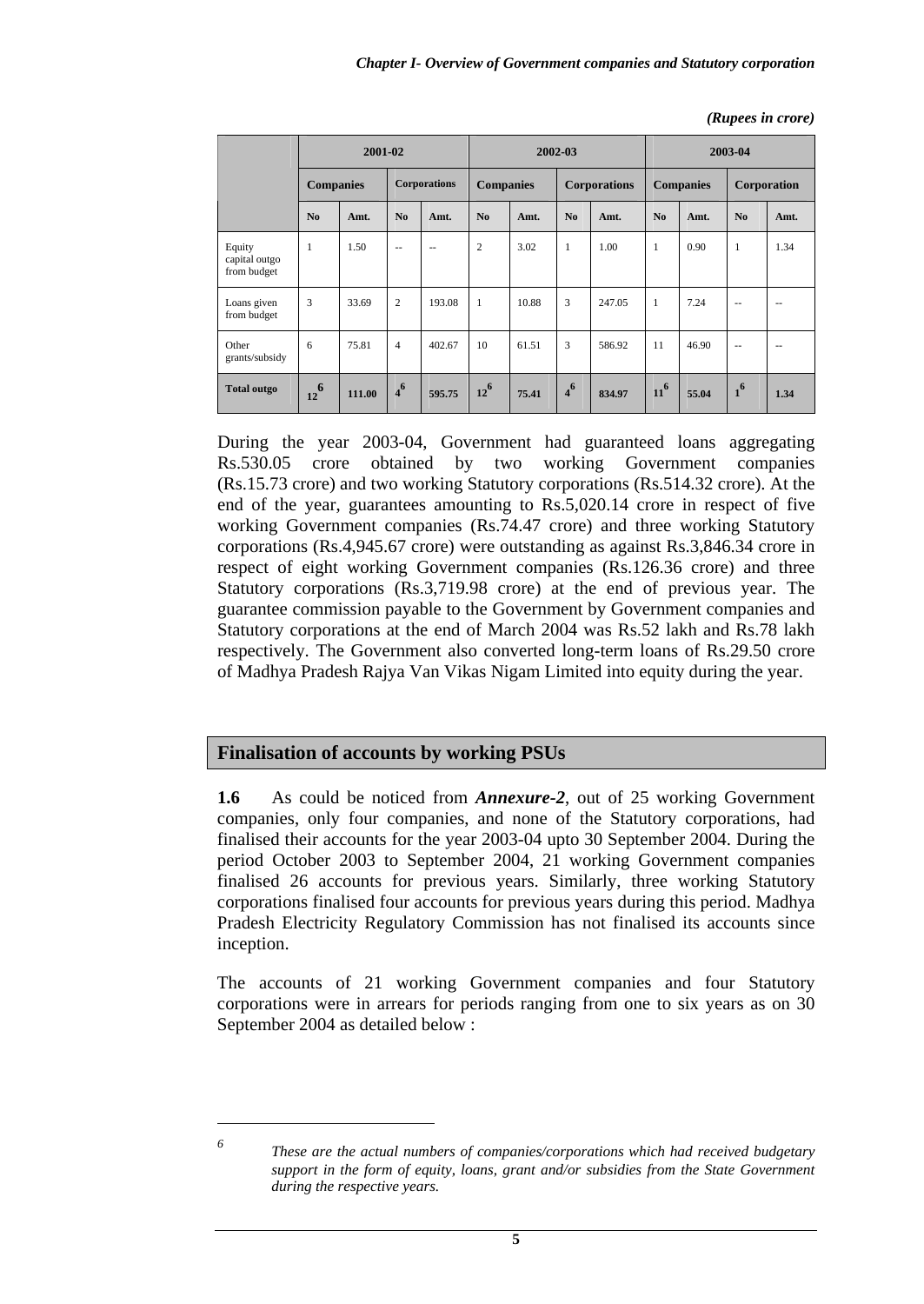*(Rupees in crore)*

| | 2001-02 | | | | 2002-03 | | | | 2003-04 | | | |
|---|---|---|---|---|---|---|---|---|---|---|---|---|
| | Companies | | Corporations | | Companies | | Corporations | | Companies | | Corporation | |
| | No | Amt. | No | Amt. | No | Amt. | No | Amt. | No | Amt. | No | Amt. |
| Equity capital outgo from budget | 1 | 1.50 | -- | -- | 2 | 3.02 | 1 | 1.00 | 1 | 0.90 | 1 | 1.34 |
| Loans given from budget | 3 | 33.69 | 2 | 193.08 | 1 | 10.88 | 3 | 247.05 | 1 | 7.24 | -- | -- |
| Other grants/subsidy | 6 | 75.81 | 4 | 402.67 | 10 | 61.51 | 3 | 586.92 | 11 | 46.90 | -- | -- |
| **Total outgo** | **12**[6] | **111.00** | **4**[6] | **595.75** | **12**[6] | **75.41** | **4**[6] | **834.97** | **11**[6] | **55.04** | **1**[6] | **1.34** |

During the year 2003-04, Government had guaranteed loans aggregating Rs.530.05 crore obtained by two working Government companies (Rs.15.73 crore) and two working Statutory corporations (Rs.514.32 crore). At the end of the year, guarantees amounting to Rs.5,020.14 crore in respect of five working Government companies (Rs.74.47 crore) and three working Statutory corporations (Rs.4,945.67 crore) were outstanding as against Rs.3,846.34 crore in respect of eight working Government companies (Rs.126.36 crore) and three Statutory corporations (Rs.3,719.98 crore) at the end of previous year. The guarantee commission payable to the Government by Government companies and Statutory corporations at the end of March 2004 was Rs.52 lakh and Rs.78 lakh respectively. The Government also converted long-term loans of Rs.29.50 crore of Madhya Pradesh Rajya Van Vikas Nigam Limited into equity during the year.

## Finalisation of accounts by working PSUs

**1.6** As could be noticed from ***Annexure-2***, out of 25 working Government companies, only four companies, and none of the Statutory corporations, had finalised their accounts for the year 2003-04 upto 30 September 2004. During the period October 2003 to September 2004, 21 working Government companies finalised 26 accounts for previous years. Similarly, three working Statutory corporations finalised four accounts for previous years during this period. Madhya Pradesh Electricity Regulatory Commission has not finalised its accounts since inception.

The accounts of 21 working Government companies and four Statutory corporations were in arrears for periods ranging from one to six years as on 30 September 2004 as detailed below :

---

[6] *These are the actual numbers of companies/corporations which had received budgetary support in the form of equity, loans, grant and/or subsidies from the State Government during the respective years.*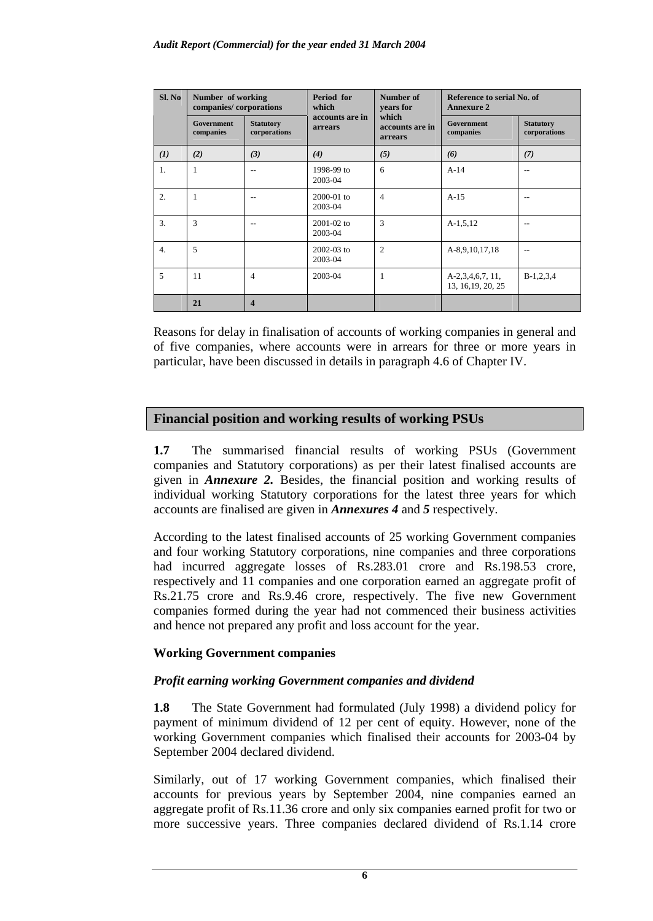| Sl. No | Number of working companies/ corporations | | Period for which accounts are in arrears | Number of years for which accounts are in arrears | Reference to serial No. of Annexure 2 | |
|---|---|---|---|---|---|---|
| | Government companies | Statutory corporations | | | Government companies | Statutory corporations |
| *(1)* | *(2)* | *(3)* | *(4)* | *(5)* | *(6)* | *(7)* |
| 1. | 1 | -- | 1998-99 to 2003-04 | 6 | A-14 | -- |
| 2. | 1 | -- | 2000-01 to 2003-04 | 4 | A-15 | -- |
| 3. | 3 | -- | 2001-02 to 2003-04 | 3 | A-1,5,12 | -- |
| 4. | 5 | | 2002-03 to 2003-04 | 2 | A-8,9,10,17,18 | -- |
| 5 | 11 | 4 | 2003-04 | 1 | A-2,3,4,6,7, 11, 13, 16,19, 20, 25 | B-1,2,3,4 |
| | **21** | **4** | | | | |

Reasons for delay in finalisation of accounts of working companies in general and of five companies, where accounts were in arrears for three or more years in particular, have been discussed in details in paragraph 4.6 of Chapter IV.

## Financial position and working results of working PSUs

**1.7** The summarised financial results of working PSUs (Government companies and Statutory corporations) as per their latest finalised accounts are given in ***Annexure 2.*** Besides, the financial position and working results of individual working Statutory corporations for the latest three years for which accounts are finalised are given in ***Annexures 4*** and ***5*** respectively.

According to the latest finalised accounts of 25 working Government companies and four working Statutory corporations, nine companies and three corporations had incurred aggregate losses of Rs.283.01 crore and Rs.198.53 crore, respectively and 11 companies and one corporation earned an aggregate profit of Rs.21.75 crore and Rs.9.46 crore, respectively. The five new Government companies formed during the year had not commenced their business activities and hence not prepared any profit and loss account for the year.

### Working Government companies

#### *Profit earning working Government companies and dividend*

**1.8** The State Government had formulated (July 1998) a dividend policy for payment of minimum dividend of 12 per cent of equity. However, none of the working Government companies which finalised their accounts for 2003-04 by September 2004 declared dividend.

Similarly, out of 17 working Government companies, which finalised their accounts for previous years by September 2004, nine companies earned an aggregate profit of Rs.11.36 crore and only six companies earned profit for two or more successive years. Three companies declared dividend of Rs.1.14 crore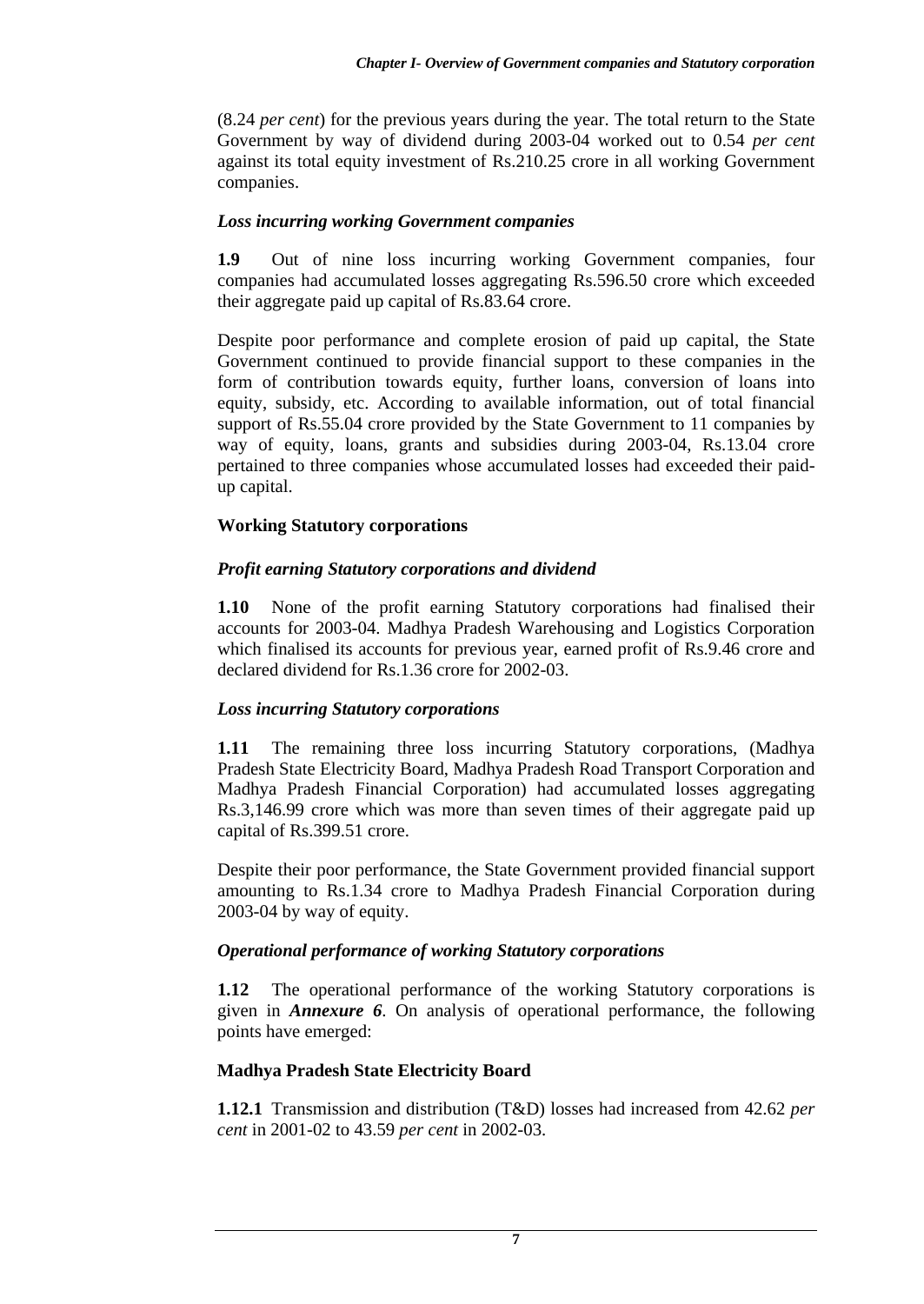(8.24 *per cent*) for the previous years during the year. The total return to the State Government by way of dividend during 2003-04 worked out to 0.54 *per cent* against its total equity investment of Rs.210.25 crore in all working Government companies.

### *Loss incurring working Government companies*

**1.9** Out of nine loss incurring working Government companies, four companies had accumulated losses aggregating Rs.596.50 crore which exceeded their aggregate paid up capital of Rs.83.64 crore.

Despite poor performance and complete erosion of paid up capital, the State Government continued to provide financial support to these companies in the form of contribution towards equity, further loans, conversion of loans into equity, subsidy, etc. According to available information, out of total financial support of Rs.55.04 crore provided by the State Government to 11 companies by way of equity, loans, grants and subsidies during 2003-04, Rs.13.04 crore pertained to three companies whose accumulated losses had exceeded their paid-up capital.

## Working Statutory corporations

### *Profit earning Statutory corporations and dividend*

**1.10** None of the profit earning Statutory corporations had finalised their accounts for 2003-04. Madhya Pradesh Warehousing and Logistics Corporation which finalised its accounts for previous year, earned profit of Rs.9.46 crore and declared dividend for Rs.1.36 crore for 2002-03.

### *Loss incurring Statutory corporations*

**1.11** The remaining three loss incurring Statutory corporations, (Madhya Pradesh State Electricity Board, Madhya Pradesh Road Transport Corporation and Madhya Pradesh Financial Corporation) had accumulated losses aggregating Rs.3,146.99 crore which was more than seven times of their aggregate paid up capital of Rs.399.51 crore.

Despite their poor performance, the State Government provided financial support amounting to Rs.1.34 crore to Madhya Pradesh Financial Corporation during 2003-04 by way of equity.

### *Operational performance of working Statutory corporations*

**1.12** The operational performance of the working Statutory corporations is given in ***Annexure 6***. On analysis of operational performance, the following points have emerged:

## Madhya Pradesh State Electricity Board

**1.12.1** Transmission and distribution (T&D) losses had increased from 42.62 *per cent* in 2001-02 to 43.59 *per cent* in 2002-03.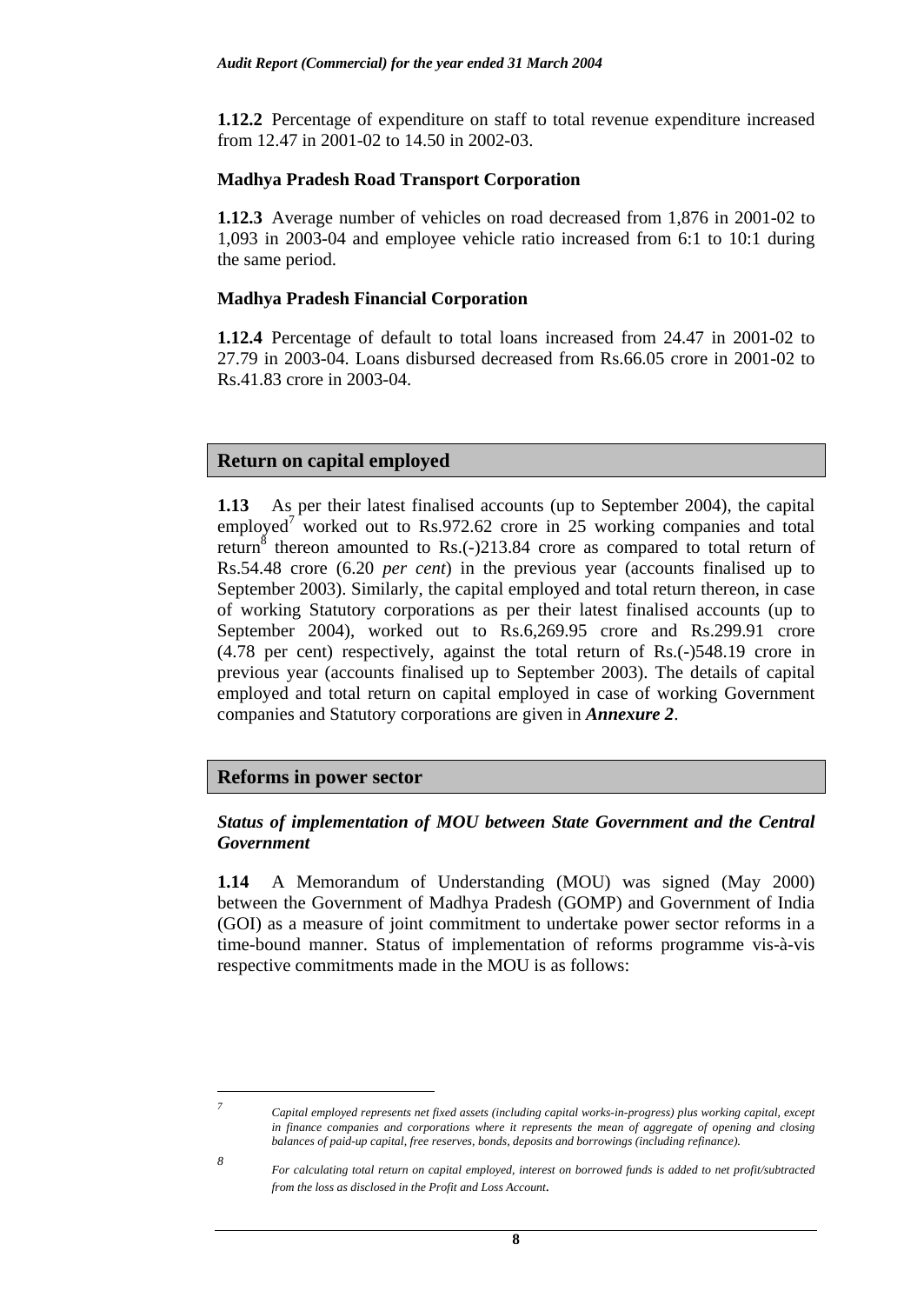**1.12.2** Percentage of expenditure on staff to total revenue expenditure increased from 12.47 in 2001-02 to 14.50 in 2002-03.

**Madhya Pradesh Road Transport Corporation**

**1.12.3** Average number of vehicles on road decreased from 1,876 in 2001-02 to 1,093 in 2003-04 and employee vehicle ratio increased from 6:1 to 10:1 during the same period.

**Madhya Pradesh Financial Corporation**

**1.12.4** Percentage of default to total loans increased from 24.47 in 2001-02 to 27.79 in 2003-04. Loans disbursed decreased from Rs.66.05 crore in 2001-02 to Rs.41.83 crore in 2003-04.

## Return on capital employed

**1.13** As per their latest finalised accounts (up to September 2004), the capital employed[7] worked out to Rs.972.62 crore in 25 working companies and total return[8] thereon amounted to Rs.(-)213.84 crore as compared to total return of Rs.54.48 crore (6.20 *per cent*) in the previous year (accounts finalised up to September 2003). Similarly, the capital employed and total return thereon, in case of working Statutory corporations as per their latest finalised accounts (up to September 2004), worked out to Rs.6,269.95 crore and Rs.299.91 crore (4.78 per cent) respectively, against the total return of Rs.(-)548.19 crore in previous year (accounts finalised up to September 2003). The details of capital employed and total return on capital employed in case of working Government companies and Statutory corporations are given in ***Annexure 2***.

## Reforms in power sector

***Status of implementation of MOU between State Government and the Central Government***

**1.14** A Memorandum of Understanding (MOU) was signed (May 2000) between the Government of Madhya Pradesh (GOMP) and Government of India (GOI) as a measure of joint commitment to undertake power sector reforms in a time-bound manner. Status of implementation of reforms programme vis-à-vis respective commitments made in the MOU is as follows:

---

[7] *Capital employed represents net fixed assets (including capital works-in-progress) plus working capital, except in finance companies and corporations where it represents the mean of aggregate of opening and closing balances of paid-up capital, free reserves, bonds, deposits and borrowings (including refinance).*

[8] *For calculating total return on capital employed, interest on borrowed funds is added to net profit/subtracted from the loss as disclosed in the Profit and Loss Account.*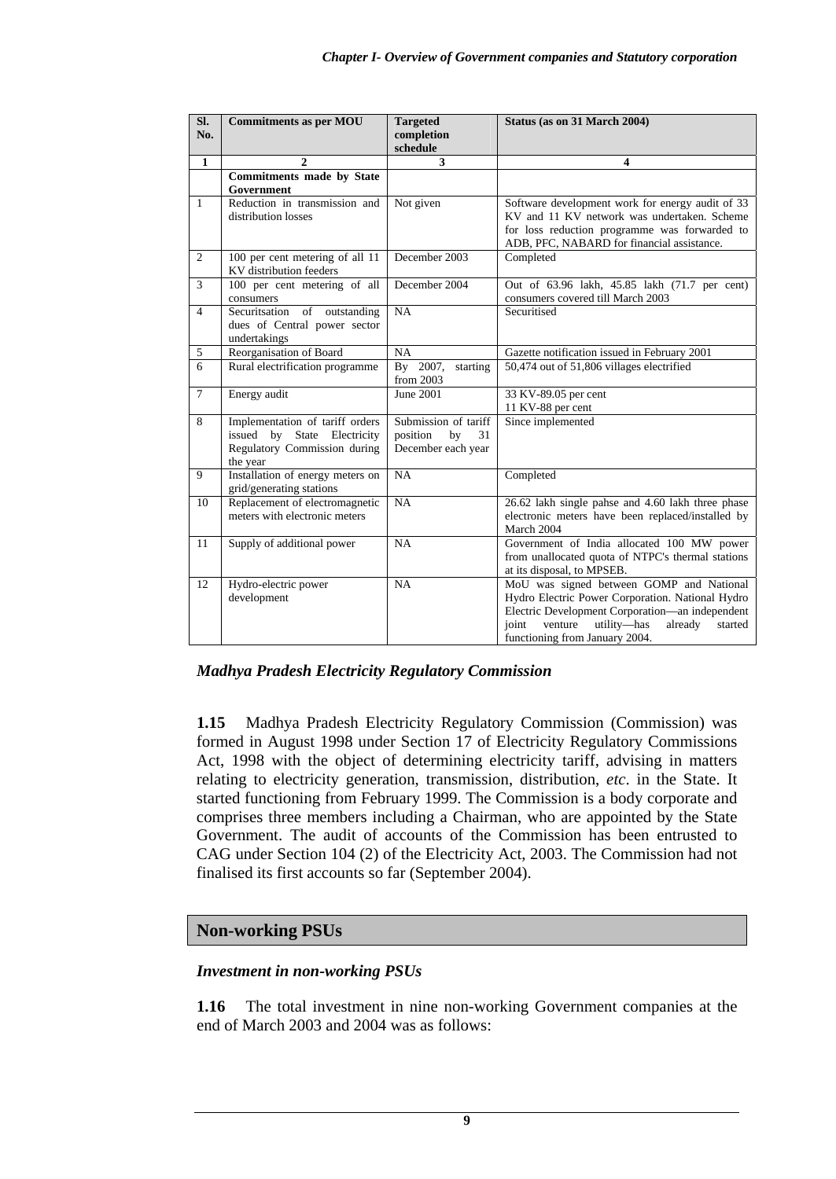| Sl. No. | Commitments as per MOU | Targeted completion schedule | Status (as on 31 March 2004) |
|---|---|---|---|
| 1 | 2 | 3 | 4 |
| | **Commitments made by State Government** | | |
| 1 | Reduction in transmission and distribution losses | Not given | Software development work for energy audit of 33 KV and 11 KV network was undertaken. Scheme for loss reduction programme was forwarded to ADB, PFC, NABARD for financial assistance. |
| 2 | 100 per cent metering of all 11 KV distribution feeders | December 2003 | Completed |
| 3 | 100 per cent metering of all consumers | December 2004 | Out of 63.96 lakh, 45.85 lakh (71.7 per cent) consumers covered till March 2003 |
| 4 | Securitsation of outstanding dues of Central power sector undertakings | NA | Securitised |
| 5 | Reorganisation of Board | NA | Gazette notification issued in February 2001 |
| 6 | Rural electrification programme | By 2007, starting from 2003 | 50,474 out of 51,806 villages electrified |
| 7 | Energy audit | June 2001 | 33 KV-89.05 per cent<br>11 KV-88 per cent |
| 8 | Implementation of tariff orders issued by State Electricity Regulatory Commission during the year | Submission of tariff position by 31 December each year | Since implemented |
| 9 | Installation of energy meters on grid/generating stations | NA | Completed |
| 10 | Replacement of electromagnetic meters with electronic meters | NA | 26.62 lakh single pahse and 4.60 lakh three phase electronic meters have been replaced/installed by March 2004 |
| 11 | Supply of additional power | NA | Government of India allocated 100 MW power from unallocated quota of NTPC's thermal stations at its disposal, to MPSEB. |
| 12 | Hydro-electric power development | NA | MoU was signed between GOMP and National Hydro Electric Power Corporation. National Hydro Electric Development Corporation—an independent joint venture utility—has already started functioning from January 2004. |

### *Madhya Pradesh Electricity Regulatory Commission*

**1.15** Madhya Pradesh Electricity Regulatory Commission (Commission) was formed in August 1998 under Section 17 of Electricity Regulatory Commissions Act, 1998 with the object of determining electricity tariff, advising in matters relating to electricity generation, transmission, distribution, *etc*. in the State. It started functioning from February 1999. The Commission is a body corporate and comprises three members including a Chairman, who are appointed by the State Government. The audit of accounts of the Commission has been entrusted to CAG under Section 104 (2) of the Electricity Act, 2003. The Commission had not finalised its first accounts so far (September 2004).

## Non-working PSUs

### *Investment in non-working PSUs*

**1.16** The total investment in nine non-working Government companies at the end of March 2003 and 2004 was as follows: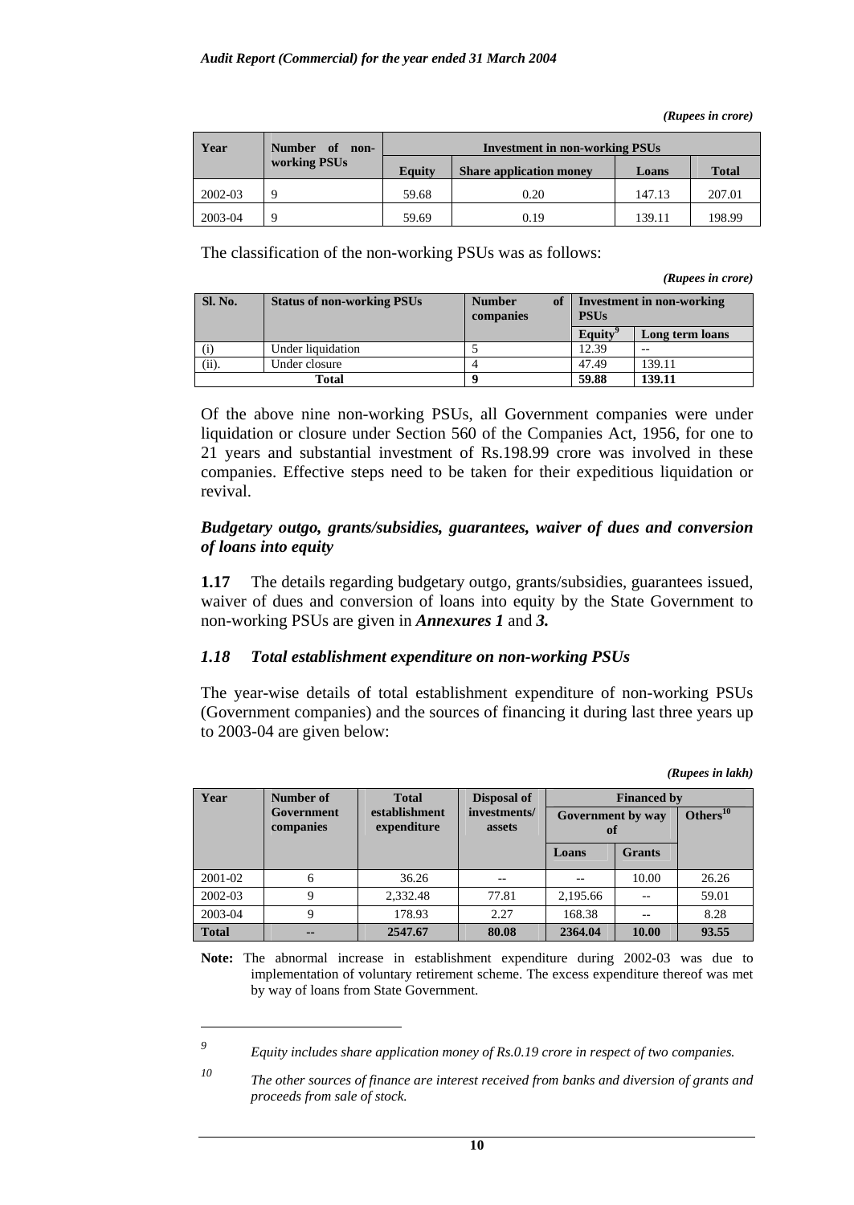*(Rupees in crore)*

| Year | Number of non-working PSUs | Investment in non-working PSUs | | | |
|---|---|---|---|---|---|
| | | Equity | Share application money | Loans | Total |
| 2002-03 | 9 | 59.68 | 0.20 | 147.13 | 207.01 |
| 2003-04 | 9 | 59.69 | 0.19 | 139.11 | 198.99 |

The classification of the non-working PSUs was as follows:

*(Rupees in crore)*

| Sl. No. | Status of non-working PSUs | Number of companies | Investment in non-working PSUs | |
|---|---|---|---|---|
| | | | Equity[9] | Long term loans |
| (i) | Under liquidation | 5 | 12.39 | -- |
| (ii). | Under closure | 4 | 47.49 | 139.11 |
| **Total** | | **9** | **59.88** | **139.11** |

Of the above nine non-working PSUs, all Government companies were under liquidation or closure under Section 560 of the Companies Act, 1956, for one to 21 years and substantial investment of Rs.198.99 crore was involved in these companies. Effective steps need to be taken for their expeditious liquidation or revival.

### *Budgetary outgo, grants/subsidies, guarantees, waiver of dues and conversion of loans into equity*

**1.17** The details regarding budgetary outgo, grants/subsidies, guarantees issued, waiver of dues and conversion of loans into equity by the State Government to non-working PSUs are given in ***Annexures 1*** and ***3.***

### *1.18 Total establishment expenditure on non-working PSUs*

The year-wise details of total establishment expenditure of non-working PSUs (Government companies) and the sources of financing it during last three years up to 2003-04 are given below:

*(Rupees in lakh)*

| Year | Number of Government companies | Total establishment expenditure | Disposal of investments/ assets | Financed by | | |
|---|---|---|---|---|---|---|
| | | | | Government by way of | | Others[10] |
| | | | | Loans | Grants | |
| 2001-02 | 6 | 36.26 | -- | -- | 10.00 | 26.26 |
| 2002-03 | 9 | 2,332.48 | 77.81 | 2,195.66 | -- | 59.01 |
| 2003-04 | 9 | 178.93 | 2.27 | 168.38 | -- | 8.28 |
| **Total** | **--** | **2547.67** | **80.08** | **2364.04** | **10.00** | **93.55** |

**Note:** The abnormal increase in establishment expenditure during 2002-03 was due to implementation of voluntary retirement scheme. The excess expenditure thereof was met by way of loans from State Government.

---

[9] *Equity includes share application money of Rs.0.19 crore in respect of two companies.*

[10] *The other sources of finance are interest received from banks and diversion of grants and proceeds from sale of stock.*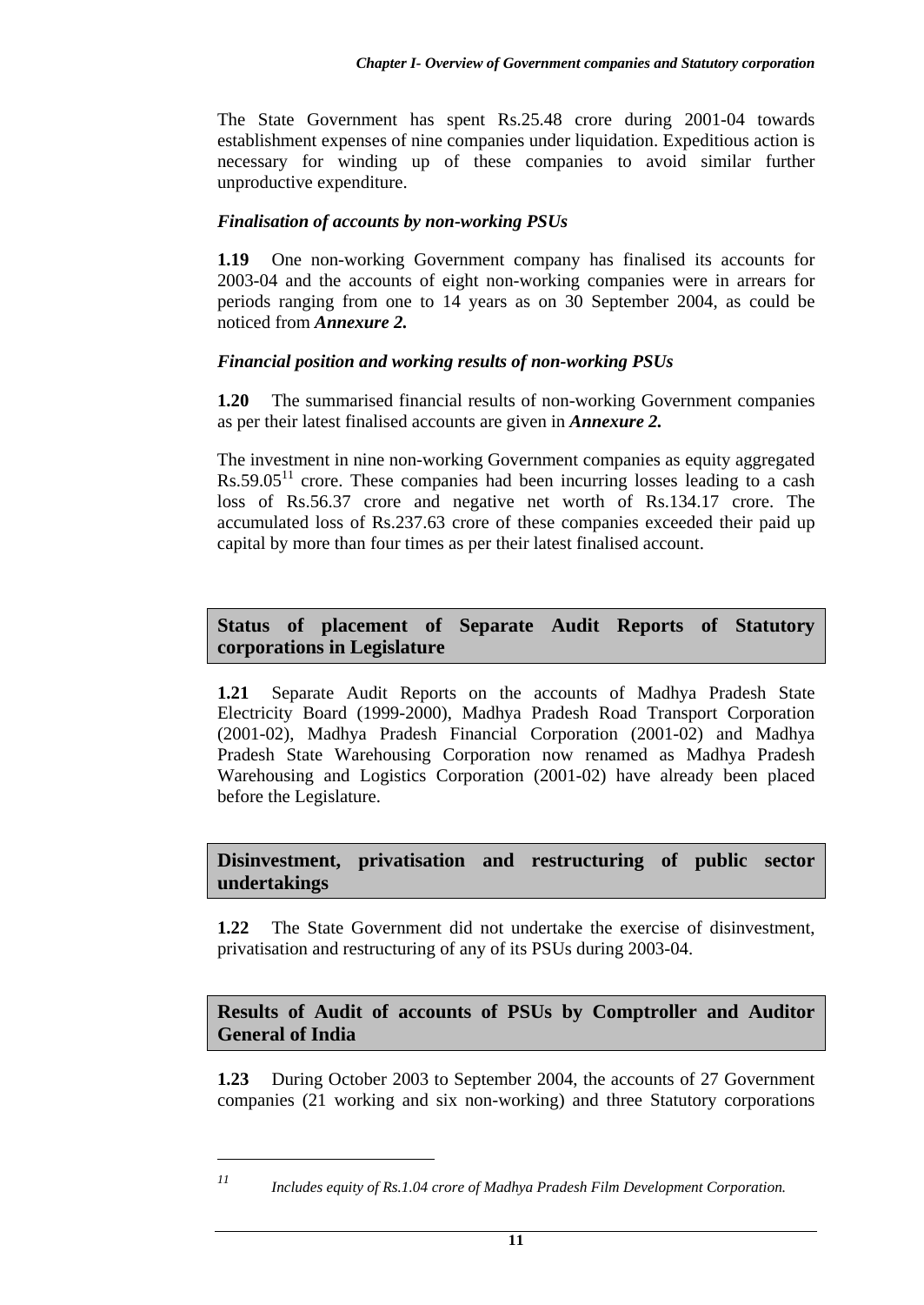The State Government has spent Rs.25.48 crore during 2001-04 towards establishment expenses of nine companies under liquidation. Expeditious action is necessary for winding up of these companies to avoid similar further unproductive expenditure.

### *Finalisation of accounts by non-working PSUs*

**1.19** One non-working Government company has finalised its accounts for 2003-04 and the accounts of eight non-working companies were in arrears for periods ranging from one to 14 years as on 30 September 2004, as could be noticed from ***Annexure 2.***

### *Financial position and working results of non-working PSUs*

**1.20** The summarised financial results of non-working Government companies as per their latest finalised accounts are given in ***Annexure 2.***

The investment in nine non-working Government companies as equity aggregated Rs.59.05[11] crore. These companies had been incurring losses leading to a cash loss of Rs.56.37 crore and negative net worth of Rs.134.17 crore. The accumulated loss of Rs.237.63 crore of these companies exceeded their paid up capital by more than four times as per their latest finalised account.

## Status of placement of Separate Audit Reports of Statutory corporations in Legislature

**1.21** Separate Audit Reports on the accounts of Madhya Pradesh State Electricity Board (1999-2000), Madhya Pradesh Road Transport Corporation (2001-02), Madhya Pradesh Financial Corporation (2001-02) and Madhya Pradesh State Warehousing Corporation now renamed as Madhya Pradesh Warehousing and Logistics Corporation (2001-02) have already been placed before the Legislature.

## Disinvestment, privatisation and restructuring of public sector undertakings

**1.22** The State Government did not undertake the exercise of disinvestment, privatisation and restructuring of any of its PSUs during 2003-04.

## Results of Audit of accounts of PSUs by Comptroller and Auditor General of India

**1.23** During October 2003 to September 2004, the accounts of 27 Government companies (21 working and six non-working) and three Statutory corporations

---

[11] *Includes equity of Rs.1.04 crore of Madhya Pradesh Film Development Corporation.*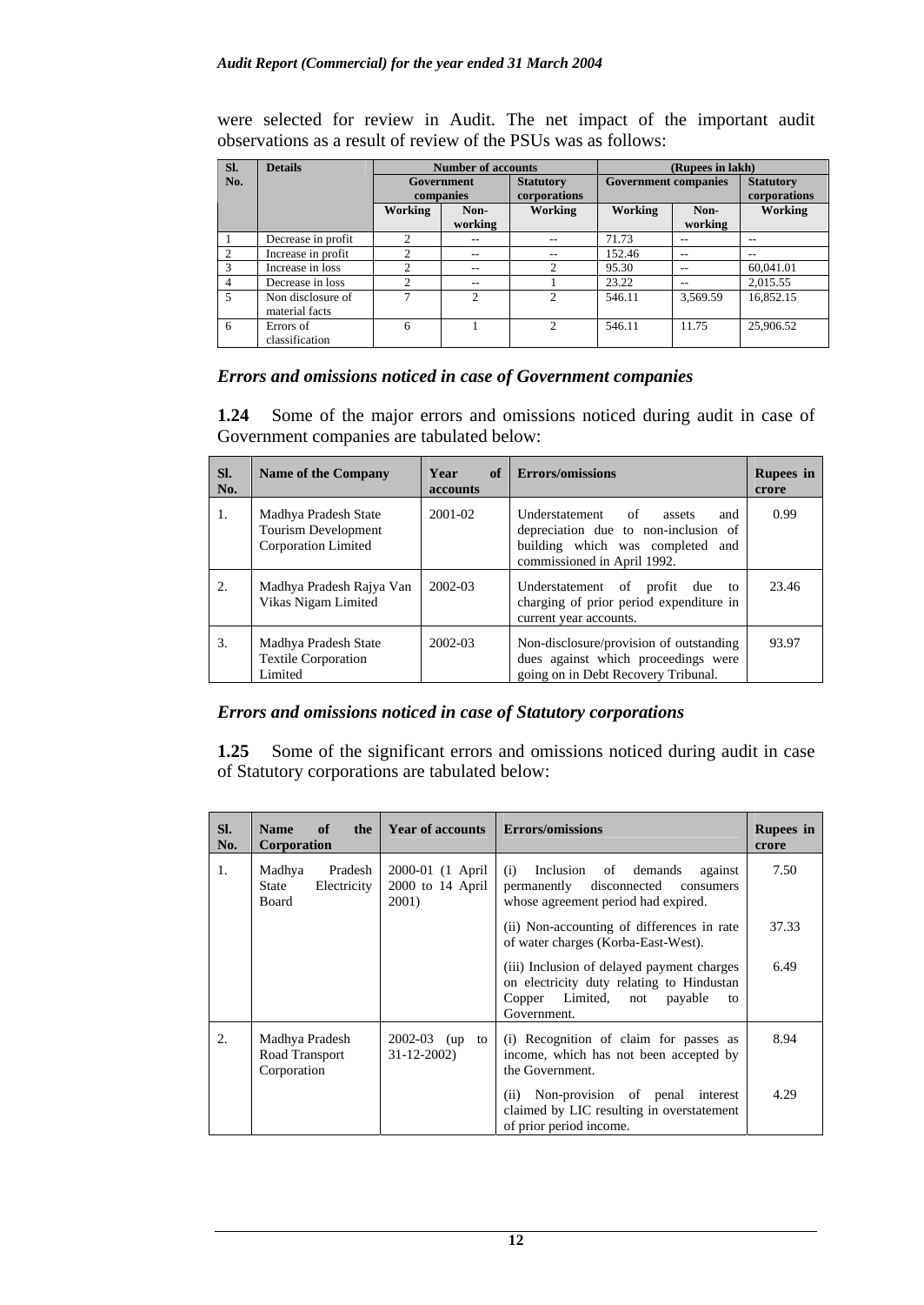were selected for review in Audit. The net impact of the important audit observations as a result of review of the PSUs was as follows:

| Sl. No. | Details | Number of accounts | | | (Rupees in lakh) | | |
|---|---|---|---|---|---|---|---|
| | | Government companies | | Statutory corporations | Government companies | | Statutory corporations |
| | | Working | Non-working | Working | Working | Non-working | Working |
| 1 | Decrease in profit | 2 | -- | -- | 71.73 | -- | -- |
| 2 | Increase in profit | 2 | -- | -- | 152.46 | -- | -- |
| 3 | Increase in loss | 2 | -- | 2 | 95.30 | -- | 60,041.01 |
| 4 | Decrease in loss | 2 | -- | 1 | 23.22 | -- | 2,015.55 |
| 5 | Non disclosure of material facts | 7 | 2 | 2 | 546.11 | 3,569.59 | 16,852.15 |
| 6 | Errors of classification | 6 | 1 | 2 | 546.11 | 11.75 | 25,906.52 |

### *Errors and omissions noticed in case of Government companies*

**1.24** Some of the major errors and omissions noticed during audit in case of Government companies are tabulated below:

| Sl. No. | Name of the Company | Year of accounts | Errors/omissions | Rupees in crore |
|---|---|---|---|---|
| 1. | Madhya Pradesh State Tourism Development Corporation Limited | 2001-02 | Understatement of assets and depreciation due to non-inclusion of building which was completed and commissioned in April 1992. | 0.99 |
| 2. | Madhya Pradesh Rajya Van Vikas Nigam Limited | 2002-03 | Understatement of profit due to charging of prior period expenditure in current year accounts. | 23.46 |
| 3. | Madhya Pradesh State Textile Corporation Limited | 2002-03 | Non-disclosure/provision of outstanding dues against which proceedings were going on in Debt Recovery Tribunal. | 93.97 |

### *Errors and omissions noticed in case of Statutory corporations*

**1.25** Some of the significant errors and omissions noticed during audit in case of Statutory corporations are tabulated below:

| Sl. No. | Name of the Corporation | Year of accounts | Errors/omissions | Rupees in crore |
|---|---|---|---|---|
| 1. | Madhya Pradesh State Electricity Board | 2000-01 (1 April 2000 to 14 April 2001) | (i) Inclusion of demands against permanently disconnected consumers whose agreement period had expired. | 7.50 |
| | | | (ii) Non-accounting of differences in rate of water charges (Korba-East-West). | 37.33 |
| | | | (iii) Inclusion of delayed payment charges on electricity duty relating to Hindustan Copper Limited, not payable to Government. | 6.49 |
| 2. | Madhya Pradesh Road Transport Corporation | 2002-03 (up to 31-12-2002) | (i) Recognition of claim for passes as income, which has not been accepted by the Government. | 8.94 |
| | | | (ii) Non-provision of penal interest claimed by LIC resulting in overstatement of prior period income. | 4.29 |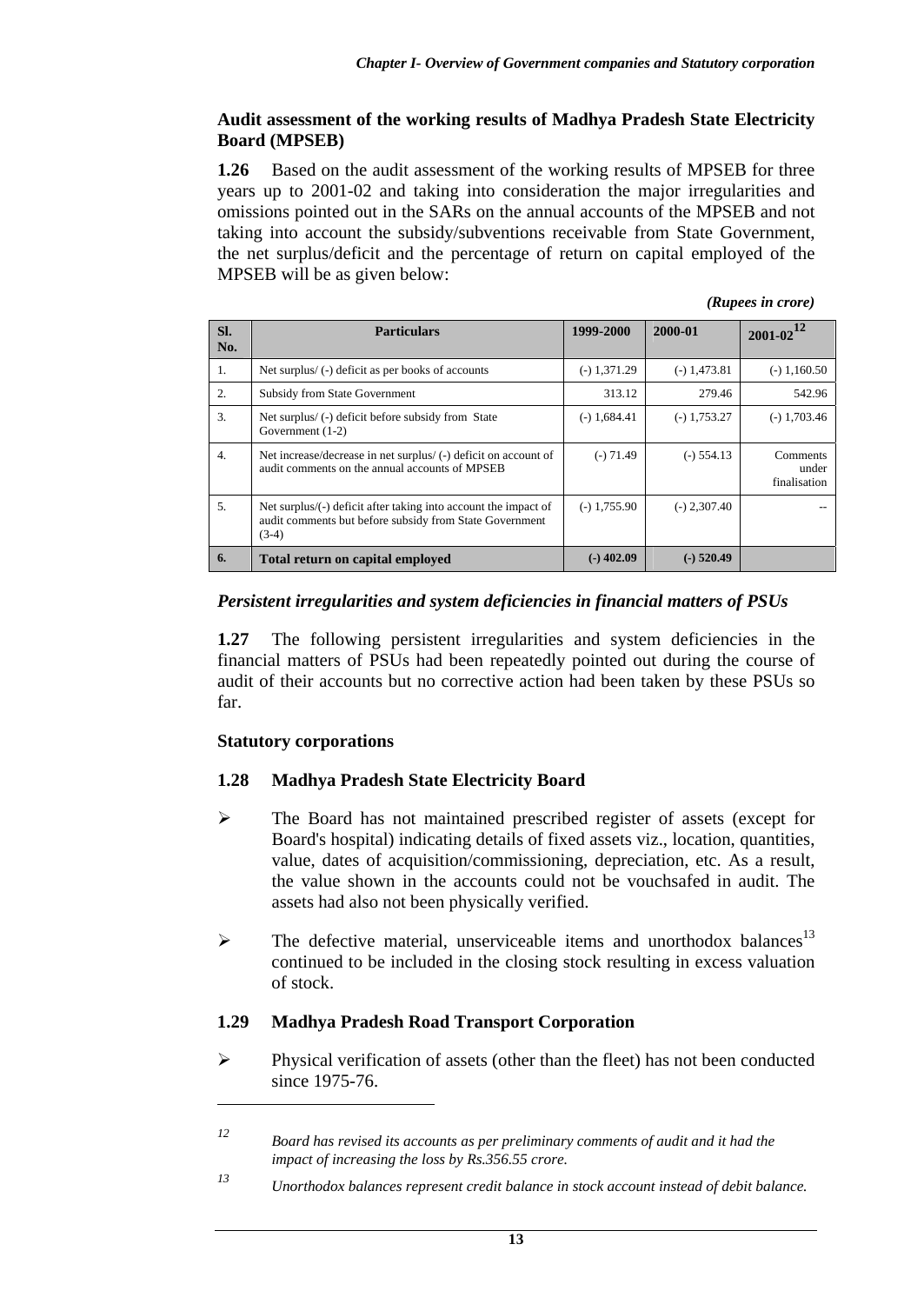### Audit assessment of the working results of Madhya Pradesh State Electricity Board (MPSEB)

**1.26** Based on the audit assessment of the working results of MPSEB for three years up to 2001-02 and taking into consideration the major irregularities and omissions pointed out in the SARs on the annual accounts of the MPSEB and not taking into account the subsidy/subventions receivable from State Government, the net surplus/deficit and the percentage of return on capital employed of the MPSEB will be as given below:

*(Rupees in crore)*

| Sl. No. | Particulars | 1999-2000 | 2000-01 | 2001-02[12] |
|---|---|---|---|---|
| 1. | Net surplus/ (-) deficit as per books of accounts | (-) 1,371.29 | (-) 1,473.81 | (-) 1,160.50 |
| 2. | Subsidy from State Government | 313.12 | 279.46 | 542.96 |
| 3. | Net surplus/ (-) deficit before subsidy from State Government (1-2) | (-) 1,684.41 | (-) 1,753.27 | (-) 1,703.46 |
| 4. | Net increase/decrease in net surplus/ (-) deficit on account of audit comments on the annual accounts of MPSEB | (-) 71.49 | (-) 554.13 | Comments under finalisation |
| 5. | Net surplus/(-) deficit after taking into account the impact of audit comments but before subsidy from State Government (3-4) | (-) 1,755.90 | (-) 2,307.40 | -- |
| **6.** | **Total return on capital employed** | **(-) 402.09** | **(-) 520.49** | |

### *Persistent irregularities and system deficiencies in financial matters of PSUs*

**1.27** The following persistent irregularities and system deficiencies in the financial matters of PSUs had been repeatedly pointed out during the course of audit of their accounts but no corrective action had been taken by these PSUs so far.

#### Statutory corporations

#### 1.28 Madhya Pradesh State Electricity Board

- The Board has not maintained prescribed register of assets (except for Board's hospital) indicating details of fixed assets viz., location, quantities, value, dates of acquisition/commissioning, depreciation, etc. As a result, the value shown in the accounts could not be vouchsafed in audit. The assets had also not been physically verified.
- The defective material, unserviceable items and unorthodox balances[13] continued to be included in the closing stock resulting in excess valuation of stock.

#### 1.29 Madhya Pradesh Road Transport Corporation

- Physical verification of assets (other than the fleet) has not been conducted since 1975-76.

---

[12] *Board has revised its accounts as per preliminary comments of audit and it had the impact of increasing the loss by Rs.356.55 crore.*

[13] *Unorthodox balances represent credit balance in stock account instead of debit balance.*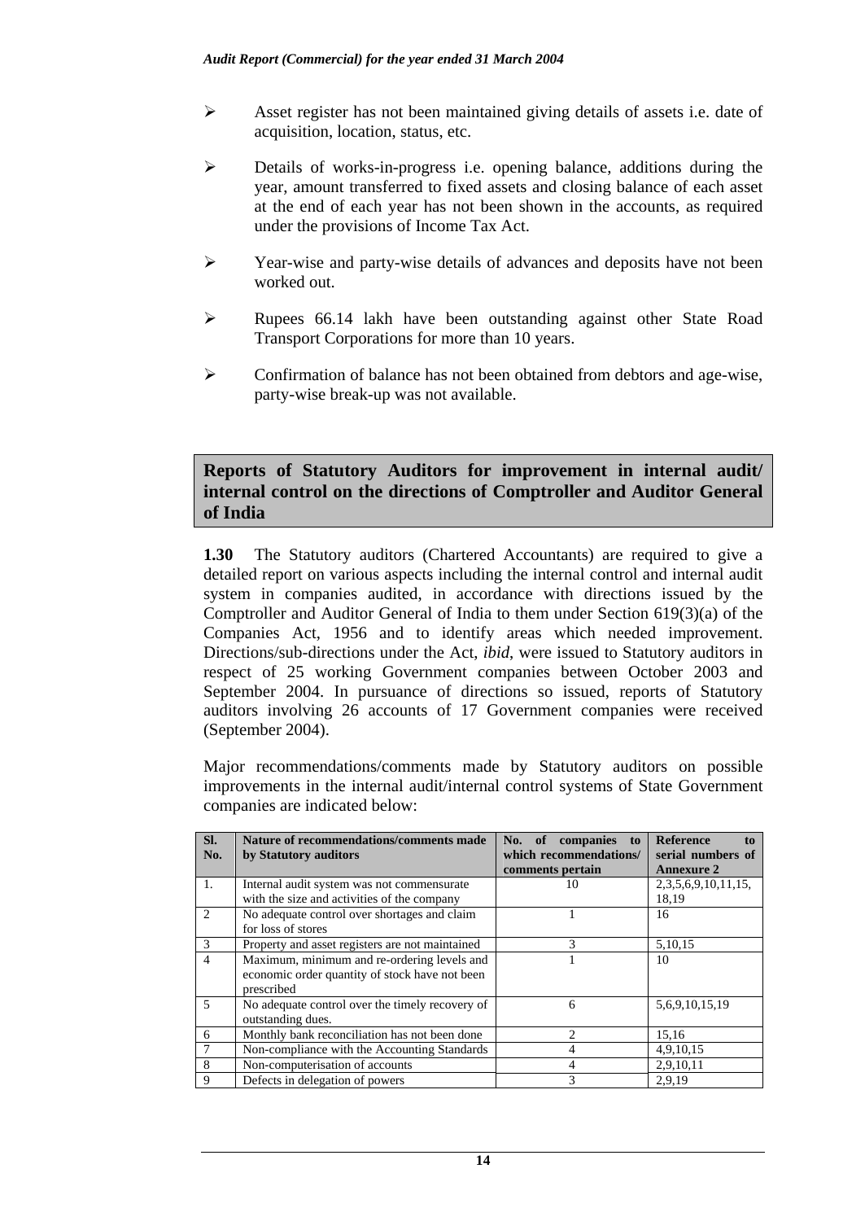- Asset register has not been maintained giving details of assets i.e. date of acquisition, location, status, etc.
- Details of works-in-progress i.e. opening balance, additions during the year, amount transferred to fixed assets and closing balance of each asset at the end of each year has not been shown in the accounts, as required under the provisions of Income Tax Act.
- Year-wise and party-wise details of advances and deposits have not been worked out.
- Rupees 66.14 lakh have been outstanding against other State Road Transport Corporations for more than 10 years.
- Confirmation of balance has not been obtained from debtors and age-wise, party-wise break-up was not available.

## Reports of Statutory Auditors for improvement in internal audit/ internal control on the directions of Comptroller and Auditor General of India

**1.30** The Statutory auditors (Chartered Accountants) are required to give a detailed report on various aspects including the internal control and internal audit system in companies audited, in accordance with directions issued by the Comptroller and Auditor General of India to them under Section 619(3)(a) of the Companies Act, 1956 and to identify areas which needed improvement. Directions/sub-directions under the Act, *ibid*, were issued to Statutory auditors in respect of 25 working Government companies between October 2003 and September 2004. In pursuance of directions so issued, reports of Statutory auditors involving 26 accounts of 17 Government companies were received (September 2004).

Major recommendations/comments made by Statutory auditors on possible improvements in the internal audit/internal control systems of State Government companies are indicated below:

| Sl. No. | Nature of recommendations/comments made by Statutory auditors | No. of companies to which recommendations/ comments pertain | Reference to serial numbers of Annexure 2 |
|---|---|---|---|
| 1. | Internal audit system was not commensurate with the size and activities of the company | 10 | 2,3,5,6,9,10,11,15, 18,19 |
| 2 | No adequate control over shortages and claim for loss of stores | 1 | 16 |
| 3 | Property and asset registers are not maintained | 3 | 5,10,15 |
| 4 | Maximum, minimum and re-ordering levels and economic order quantity of stock have not been prescribed | 1 | 10 |
| 5 | No adequate control over the timely recovery of outstanding dues. | 6 | 5,6,9,10,15,19 |
| 6 | Monthly bank reconciliation has not been done | 2 | 15,16 |
| 7 | Non-compliance with the Accounting Standards | 4 | 4,9,10,15 |
| 8 | Non-computerisation of accounts | 4 | 2,9,10,11 |
| 9 | Defects in delegation of powers | 3 | 2,9,19 |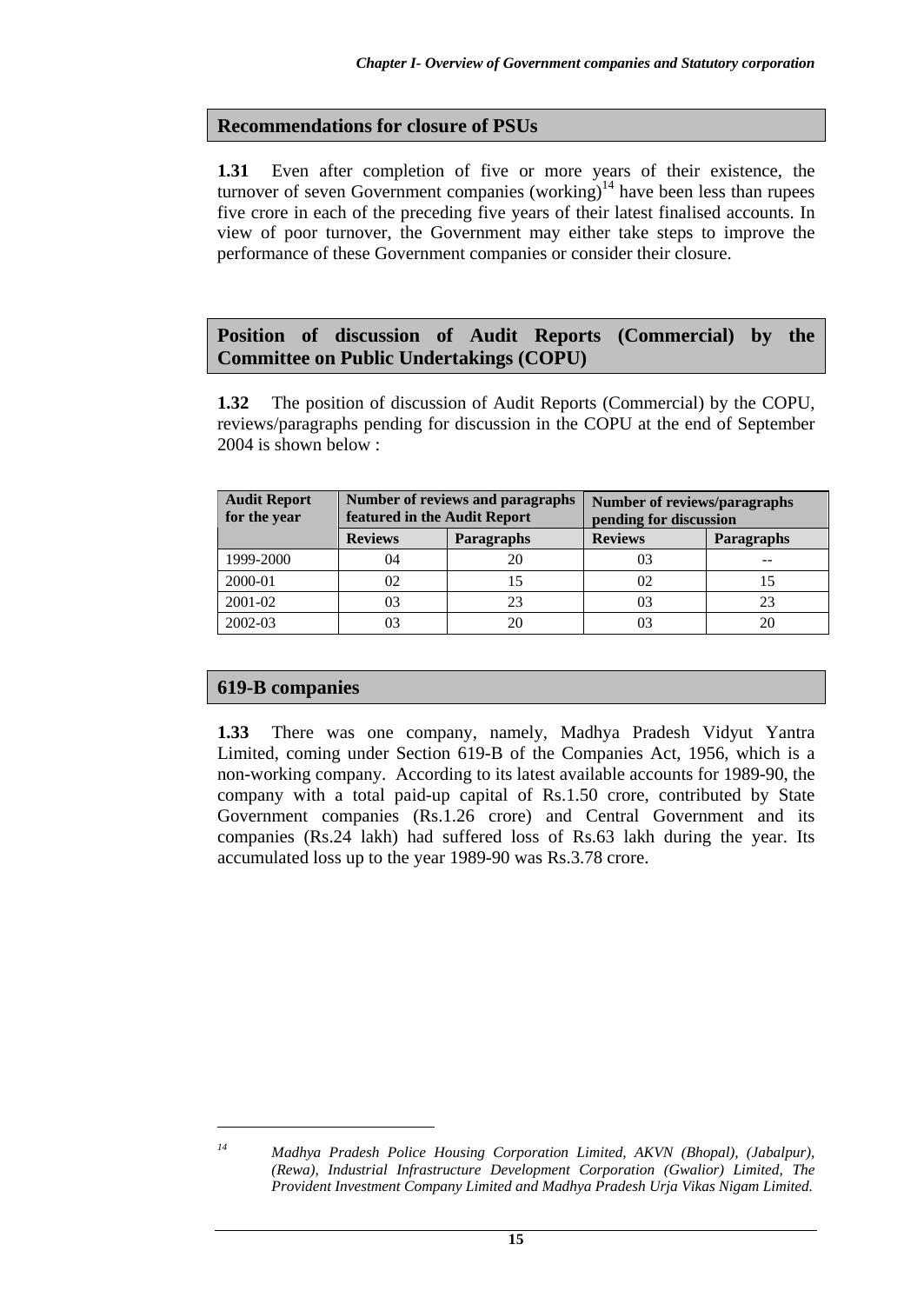## Recommendations for closure of PSUs

**1.31** Even after completion of five or more years of their existence, the turnover of seven Government companies (working)[14] have been less than rupees five crore in each of the preceding five years of their latest finalised accounts. In view of poor turnover, the Government may either take steps to improve the performance of these Government companies or consider their closure.

## Position of discussion of Audit Reports (Commercial) by the Committee on Public Undertakings (COPU)

**1.32** The position of discussion of Audit Reports (Commercial) by the COPU, reviews/paragraphs pending for discussion in the COPU at the end of September 2004 is shown below :

| Audit Report for the year | Number of reviews and paragraphs featured in the Audit Report | | Number of reviews/paragraphs pending for discussion | |
|---|---|---|---|---|
| | Reviews | Paragraphs | Reviews | Paragraphs |
| 1999-2000 | 04 | 20 | 03 | -- |
| 2000-01 | 02 | 15 | 02 | 15 |
| 2001-02 | 03 | 23 | 03 | 23 |
| 2002-03 | 03 | 20 | 03 | 20 |

## 619-B companies

**1.33** There was one company, namely, Madhya Pradesh Vidyut Yantra Limited, coming under Section 619-B of the Companies Act, 1956, which is a non-working company. According to its latest available accounts for 1989-90, the company with a total paid-up capital of Rs.1.50 crore, contributed by State Government companies (Rs.1.26 crore) and Central Government and its companies (Rs.24 lakh) had suffered loss of Rs.63 lakh during the year. Its accumulated loss up to the year 1989-90 was Rs.3.78 crore.

---

[14] *Madhya Pradesh Police Housing Corporation Limited, AKVN (Bhopal), (Jabalpur), (Rewa), Industrial Infrastructure Development Corporation (Gwalior) Limited, The Provident Investment Company Limited and Madhya Pradesh Urja Vikas Nigam Limited.*